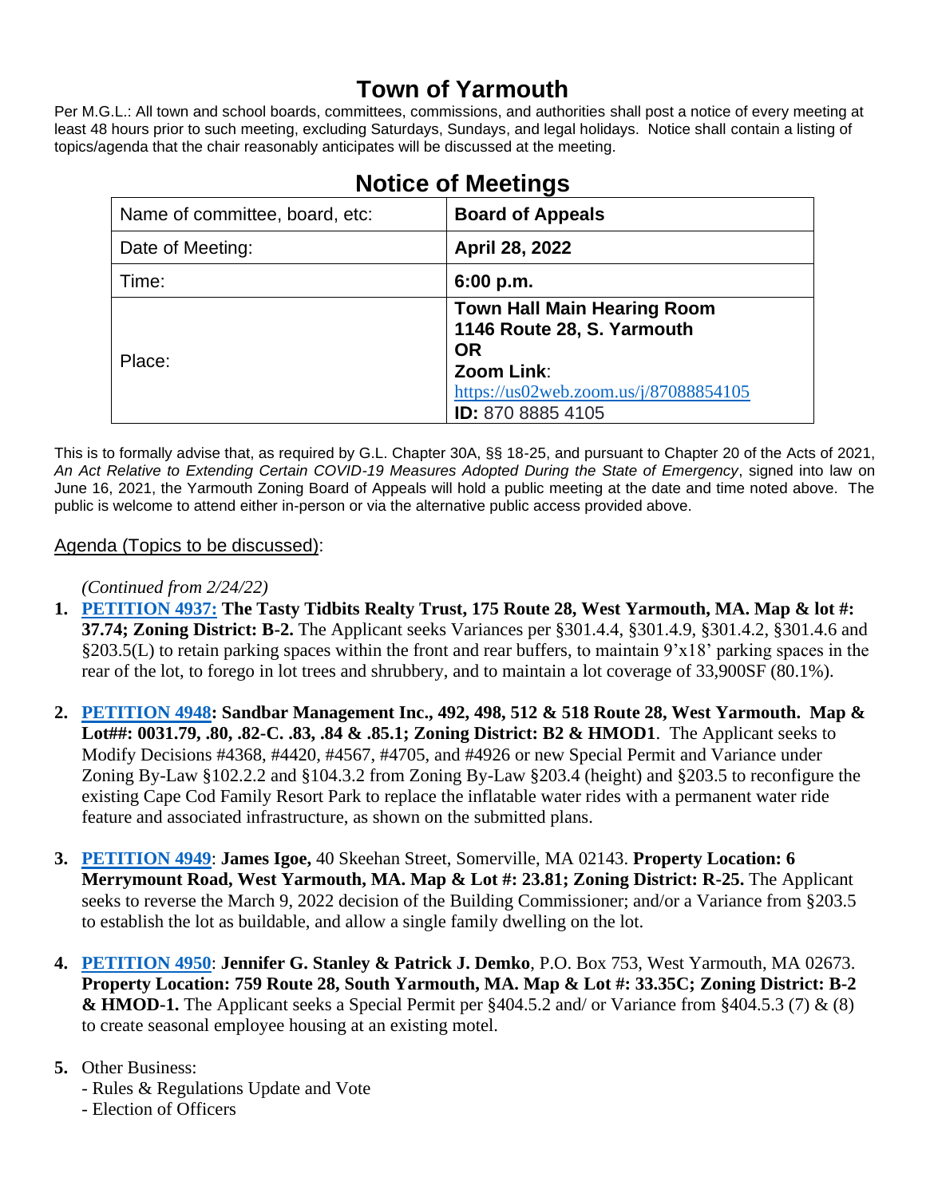# Town of Yarmouth

Per M.G.L.: All town and school boards, committees, commissions, and authorities shall post a notice of every meeting at least 48 hours prior to such meeting, excluding Saturdays, Sundays, and legal holidays. Notice shall contain a listing of topics/agenda that the chair reasonably anticipates will be discussed at the meeting.

## Notice of Meetings

| Name of committee, board, etc: | **Board of Appeals** |
|---|---|
| Date of Meeting: | **April 28, 2022** |
| Time: | **6:00 p.m.** |
| Place: | **Town Hall Main Hearing Room**<br>**1146 Route 28, S. Yarmouth**<br>**OR**<br>**Zoom Link**:<br>https://us02web.zoom.us/j/87088854105<br>**ID:** 870 8885 4105 |

This is to formally advise that, as required by G.L. Chapter 30A, §§ 18-25, and pursuant to Chapter 20 of the Acts of 2021, *An Act Relative to Extending Certain COVID-19 Measures Adopted During the State of Emergency*, signed into law on June 16, 2021, the Yarmouth Zoning Board of Appeals will hold a public meeting at the date and time noted above. The public is welcome to attend either in-person or via the alternative public access provided above.

Agenda (Topics to be discussed):

*(Continued from 2/24/22)*

1. **PETITION 4937: The Tasty Tidbits Realty Trust, 175 Route 28, West Yarmouth, MA. Map & lot #: 37.74; Zoning District: B-2.** The Applicant seeks Variances per §301.4.4, §301.4.9, §301.4.2, §301.4.6 and §203.5(L) to retain parking spaces within the front and rear buffers, to maintain 9'x18' parking spaces in the rear of the lot, to forego in lot trees and shrubbery, and to maintain a lot coverage of 33,900SF (80.1%).

2. **PETITION 4948: Sandbar Management Inc., 492, 498, 512 & 518 Route 28, West Yarmouth. Map & Lot##: 0031.79, .80, .82-C. .83, .84 & .85.1; Zoning District: B2 & HMOD1**. The Applicant seeks to Modify Decisions #4368, #4420, #4567, #4705, and #4926 or new Special Permit and Variance under Zoning By-Law §102.2.2 and §104.3.2 from Zoning By-Law §203.4 (height) and §203.5 to reconfigure the existing Cape Cod Family Resort Park to replace the inflatable water rides with a permanent water ride feature and associated infrastructure, as shown on the submitted plans.

3. **PETITION 4949**: **James Igoe,** 40 Skeehan Street, Somerville, MA 02143. **Property Location: 6 Merrymount Road, West Yarmouth, MA. Map & Lot #: 23.81; Zoning District: R-25.** The Applicant seeks to reverse the March 9, 2022 decision of the Building Commissioner; and/or a Variance from §203.5 to establish the lot as buildable, and allow a single family dwelling on the lot.

4. **PETITION 4950**: **Jennifer G. Stanley & Patrick J. Demko**, P.O. Box 753, West Yarmouth, MA 02673. **Property Location: 759 Route 28, South Yarmouth, MA. Map & Lot #: 33.35C; Zoning District: B-2 & HMOD-1.** The Applicant seeks a Special Permit per §404.5.2 and/ or Variance from §404.5.3 (7) & (8) to create seasonal employee housing at an existing motel.

5. Other Business:
   - Rules & Regulations Update and Vote
   - Election of Officers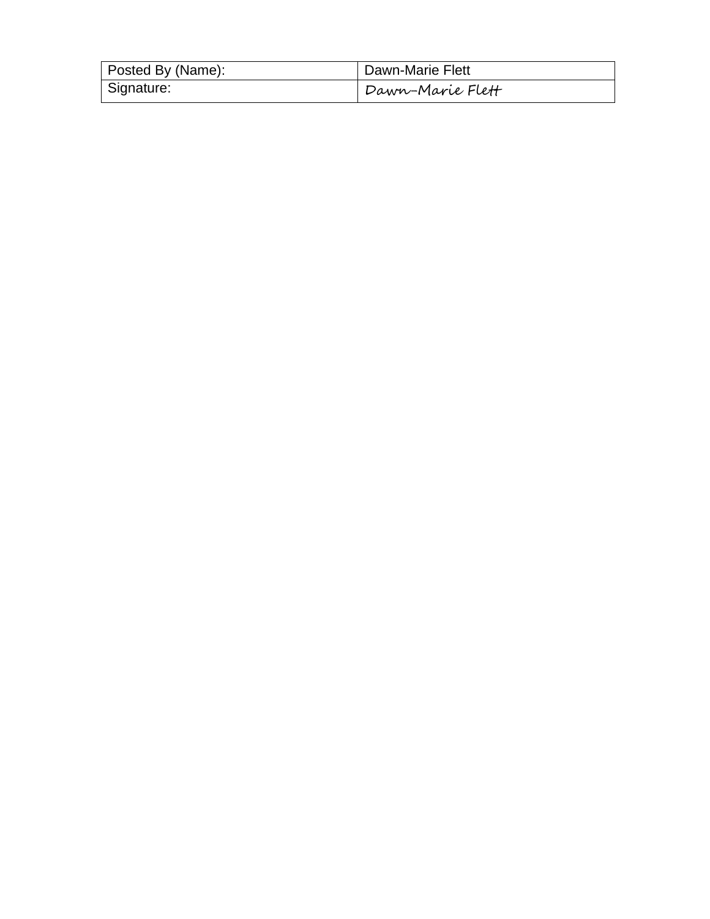| Posted By (Name): | Dawn-Marie Flett |
|---|---|
| Signature: | Dawn-Marie Flett |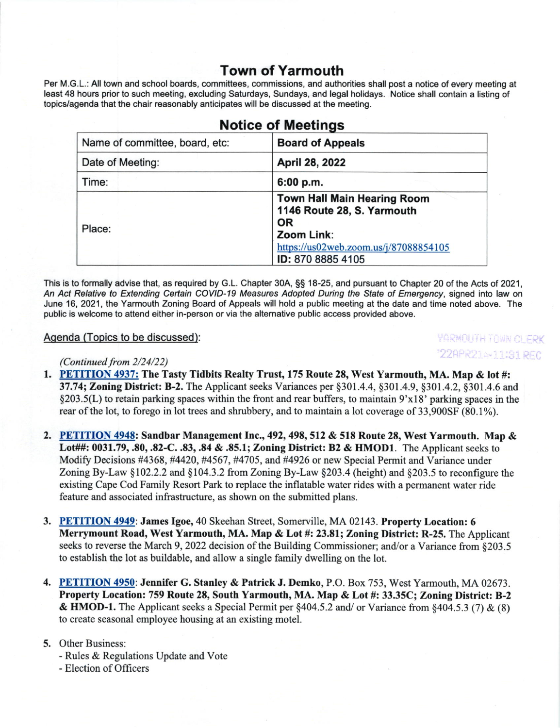# Town of Yarmouth

Per M.G.L.: All town and school boards, committees, commissions, and authorities shall post a notice of every meeting at least 48 hours prior to such meeting, excluding Saturdays, Sundays, and legal holidays. Notice shall contain a listing of topics/agenda that the chair reasonably anticipates will be discussed at the meeting.

## Notice of Meetings

| Name of committee, board, etc: | **Board of Appeals** |
|---|---|
| Date of Meeting: | **April 28, 2022** |
| Time: | **6:00 p.m.** |
| Place: | **Town Hall Main Hearing Room**<br>**1146 Route 28, S. Yarmouth**<br>**OR**<br>**Zoom Link**:<br>https://us02web.zoom.us/j/87088854105<br>**ID:** 870 8885 4105 |

This is to formally advise that, as required by G.L. Chapter 30A, §§ 18-25, and pursuant to Chapter 20 of the Acts of 2021, *An Act Relative to Extending Certain COVID-19 Measures Adopted During the State of Emergency*, signed into law on June 16, 2021, the Yarmouth Zoning Board of Appeals will hold a public meeting at the date and time noted above. The public is welcome to attend either in-person or via the alternative public access provided above.

YARMOUTH TOWN CLERK
'22APR21 11:31 REC

Agenda (Topics to be discussed):

*(Continued from 2/24/22)*

1. **PETITION 4937: The Tasty Tidbits Realty Trust, 175 Route 28, West Yarmouth, MA. Map & lot #: 37.74; Zoning District: B-2.** The Applicant seeks Variances per §301.4.4, §301.4.9, §301.4.2, §301.4.6 and §203.5(L) to retain parking spaces within the front and rear buffers, to maintain 9'x18' parking spaces in the rear of the lot, to forego in lot trees and shrubbery, and to maintain a lot coverage of 33,900SF (80.1%).

2. **PETITION 4948: Sandbar Management Inc., 492, 498, 512 & 518 Route 28, West Yarmouth. Map & Lot##: 0031.79, .80, .82-C. .83, .84 & .85.1; Zoning District: B2 & HMOD1**. The Applicant seeks to Modify Decisions #4368, #4420, #4567, #4705, and #4926 or new Special Permit and Variance under Zoning By-Law §102.2.2 and §104.3.2 from Zoning By-Law §203.4 (height) and §203.5 to reconfigure the existing Cape Cod Family Resort Park to replace the inflatable water rides with a permanent water ride feature and associated infrastructure, as shown on the submitted plans.

3. **PETITION 4949**: **James Igoe,** 40 Skeehan Street, Somerville, MA 02143. **Property Location: 6 Merrymount Road, West Yarmouth, MA. Map & Lot #: 23.81; Zoning District: R-25.** The Applicant seeks to reverse the March 9, 2022 decision of the Building Commissioner; and/or a Variance from §203.5 to establish the lot as buildable, and allow a single family dwelling on the lot.

4. **PETITION 4950**: **Jennifer G. Stanley & Patrick J. Demko,** P.O. Box 753, West Yarmouth, MA 02673. **Property Location: 759 Route 28, South Yarmouth, MA. Map & Lot #: 33.35C; Zoning District: B-2 & HMOD-1.** The Applicant seeks a Special Permit per §404.5.2 and/ or Variance from §404.5.3 (7) & (8) to create seasonal employee housing at an existing motel.

5. Other Business:
   - Rules & Regulations Update and Vote
   - Election of Officers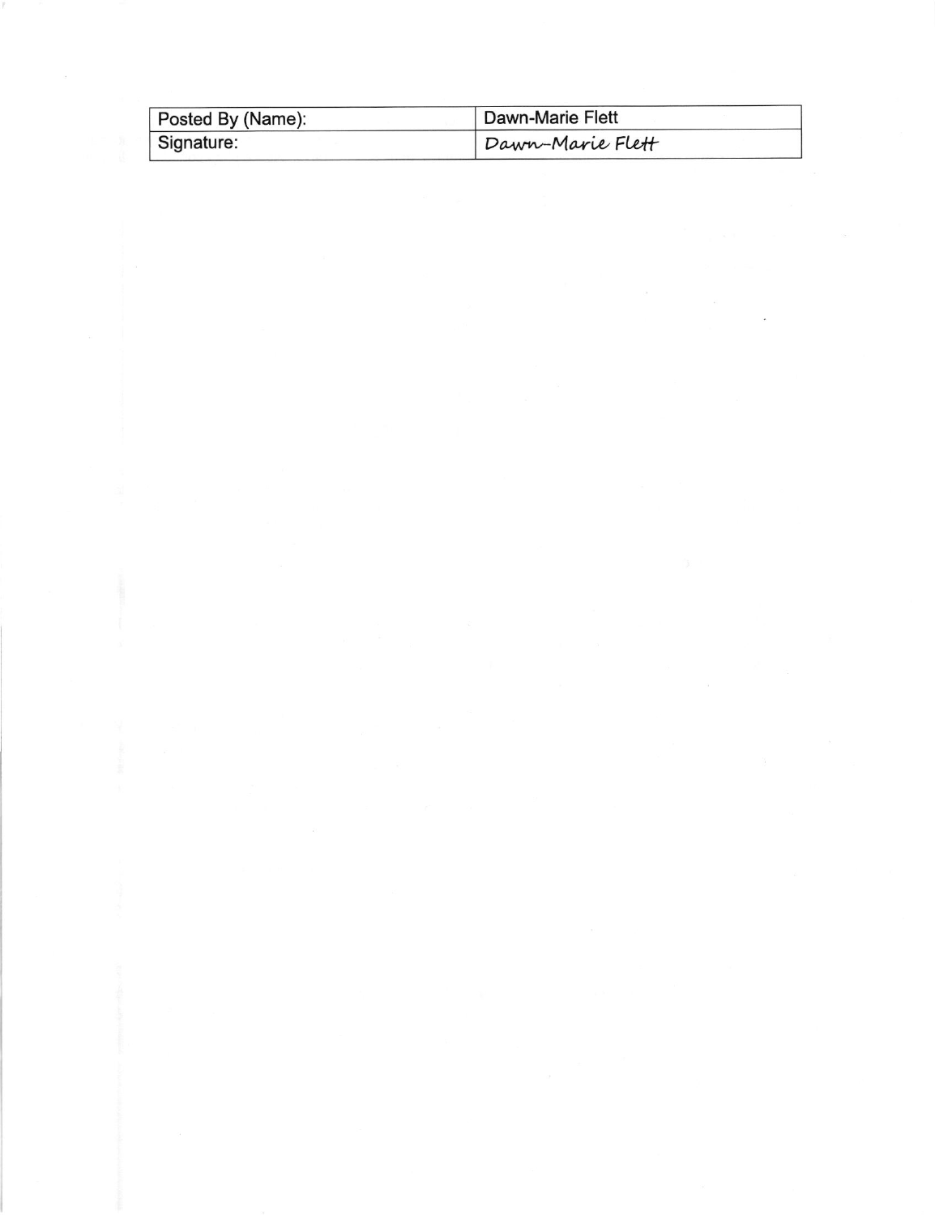| | |
|---|---|
| Posted By (Name): | Dawn-Marie Flett |
| Signature: | Dawn-Marie Flett |